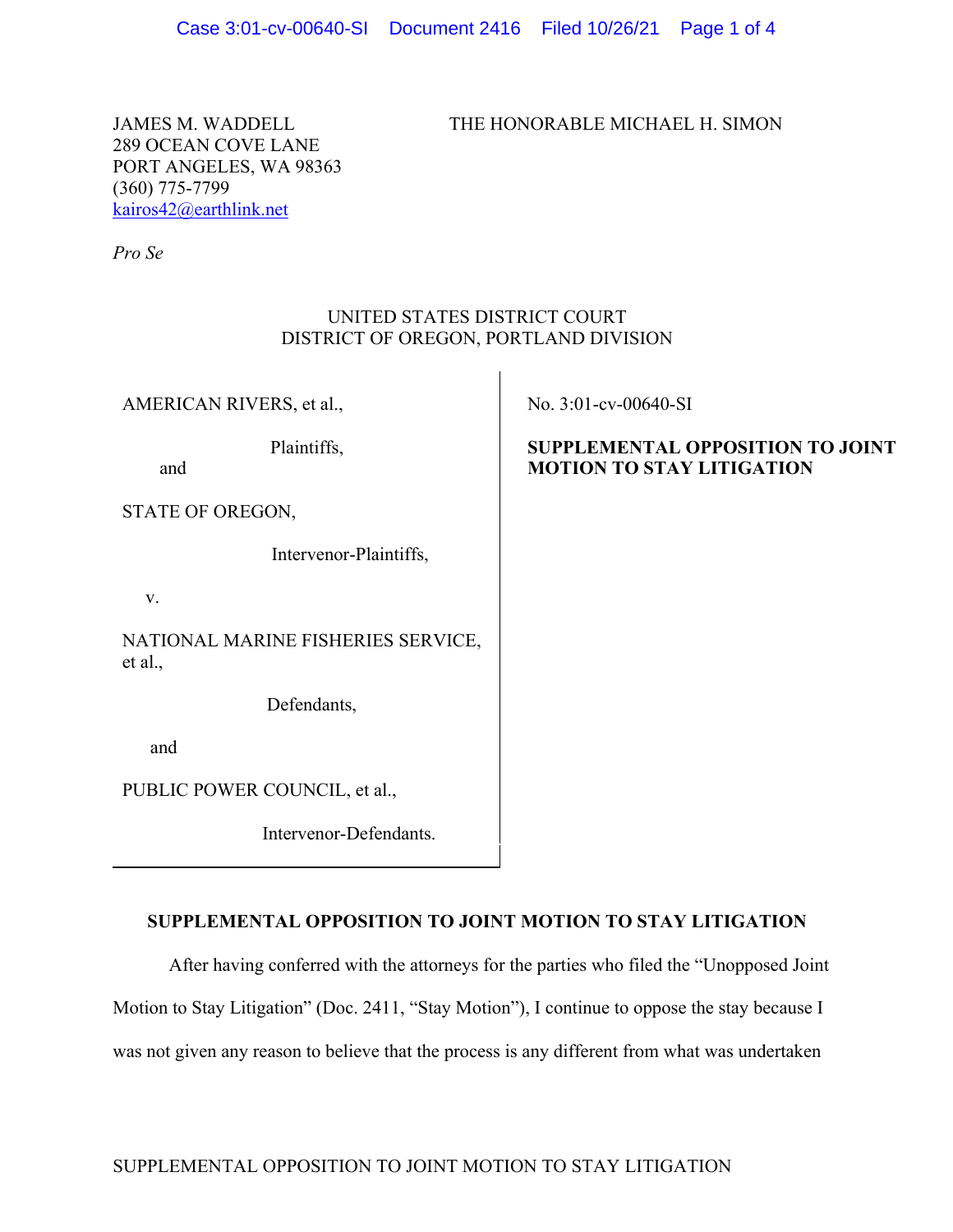JAMES M. WADDELL
289 OCEAN COVE LANE
PORT ANGELES, WA 98363
(360) 775-7799
kairos42@earthlink.net

THE HONORABLE MICHAEL H. SIMON

*Pro Se*

UNITED STATES DISTRICT COURT
DISTRICT OF OREGON, PORTLAND DIVISION

| | |
|---|---|
| AMERICAN RIVERS, et al.,<br><br>Plaintiffs,<br><br>and<br><br>STATE OF OREGON,<br><br>Intervenor-Plaintiffs,<br><br>v.<br><br>NATIONAL MARINE FISHERIES SERVICE, et al.,<br><br>Defendants,<br><br>and<br><br>PUBLIC POWER COUNCIL, et al.,<br><br>Intervenor-Defendants. | No. 3:01-cv-00640-SI<br><br>**SUPPLEMENTAL OPPOSITION TO JOINT MOTION TO STAY LITIGATION** |

## SUPPLEMENTAL OPPOSITION TO JOINT MOTION TO STAY LITIGATION

After having conferred with the attorneys for the parties who filed the "Unopposed Joint Motion to Stay Litigation" (Doc. 2411, "Stay Motion"), I continue to oppose the stay because I was not given any reason to believe that the process is any different from what was undertaken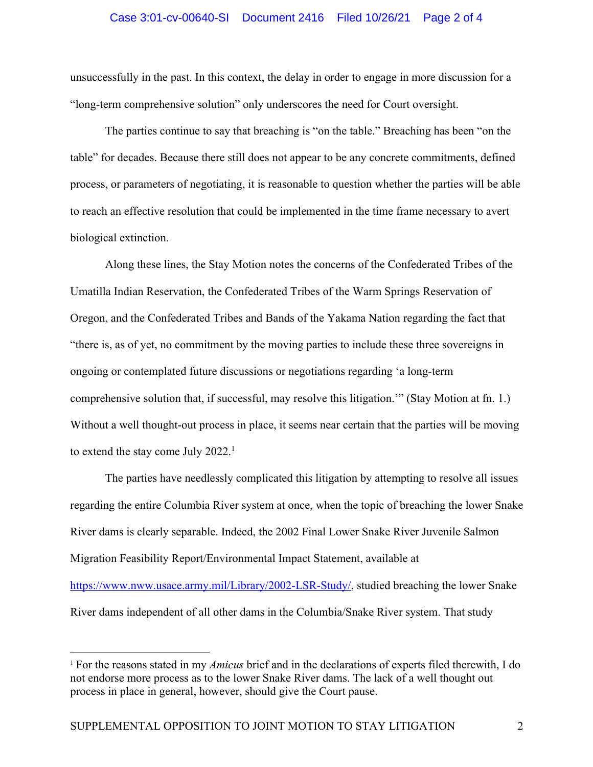unsuccessfully in the past. In this context, the delay in order to engage in more discussion for a "long-term comprehensive solution" only underscores the need for Court oversight.

The parties continue to say that breaching is "on the table." Breaching has been "on the table" for decades. Because there still does not appear to be any concrete commitments, defined process, or parameters of negotiating, it is reasonable to question whether the parties will be able to reach an effective resolution that could be implemented in the time frame necessary to avert biological extinction.

Along these lines, the Stay Motion notes the concerns of the Confederated Tribes of the Umatilla Indian Reservation, the Confederated Tribes of the Warm Springs Reservation of Oregon, and the Confederated Tribes and Bands of the Yakama Nation regarding the fact that "there is, as of yet, no commitment by the moving parties to include these three sovereigns in ongoing or contemplated future discussions or negotiations regarding 'a long-term comprehensive solution that, if successful, may resolve this litigation.'" (Stay Motion at fn. 1.) Without a well thought-out process in place, it seems near certain that the parties will be moving to extend the stay come July 2022.[1]

The parties have needlessly complicated this litigation by attempting to resolve all issues regarding the entire Columbia River system at once, when the topic of breaching the lower Snake River dams is clearly separable. Indeed, the 2002 Final Lower Snake River Juvenile Salmon Migration Feasibility Report/Environmental Impact Statement, available at https://www.nww.usace.army.mil/Library/2002-LSR-Study/, studied breaching the lower Snake River dams independent of all other dams in the Columbia/Snake River system. That study

[1] For the reasons stated in my *Amicus* brief and in the declarations of experts filed therewith, I do not endorse more process as to the lower Snake River dams. The lack of a well thought out process in place in general, however, should give the Court pause.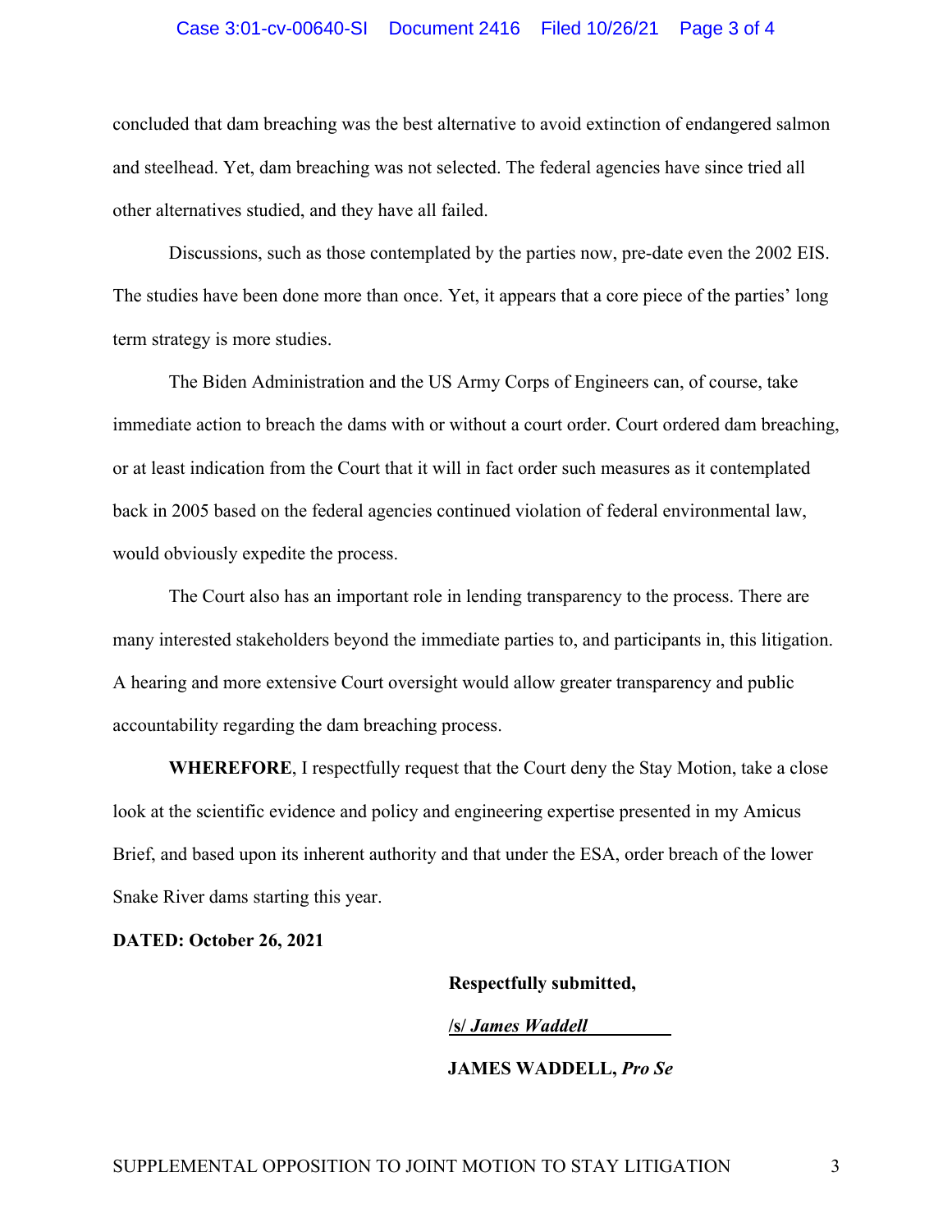concluded that dam breaching was the best alternative to avoid extinction of endangered salmon and steelhead. Yet, dam breaching was not selected. The federal agencies have since tried all other alternatives studied, and they have all failed.

Discussions, such as those contemplated by the parties now, pre-date even the 2002 EIS. The studies have been done more than once. Yet, it appears that a core piece of the parties' long term strategy is more studies.

The Biden Administration and the US Army Corps of Engineers can, of course, take immediate action to breach the dams with or without a court order. Court ordered dam breaching, or at least indication from the Court that it will in fact order such measures as it contemplated back in 2005 based on the federal agencies continued violation of federal environmental law, would obviously expedite the process.

The Court also has an important role in lending transparency to the process. There are many interested stakeholders beyond the immediate parties to, and participants in, this litigation. A hearing and more extensive Court oversight would allow greater transparency and public accountability regarding the dam breaching process.

**WHEREFORE**, I respectfully request that the Court deny the Stay Motion, take a close look at the scientific evidence and policy and engineering expertise presented in my Amicus Brief, and based upon its inherent authority and that under the ESA, order breach of the lower Snake River dams starting this year.

**DATED: October 26, 2021**

**Respectfully submitted,**

**/s/ *James Waddell***

**JAMES WADDELL, *Pro Se***

SUPPLEMENTAL OPPOSITION TO JOINT MOTION TO STAY LITIGATION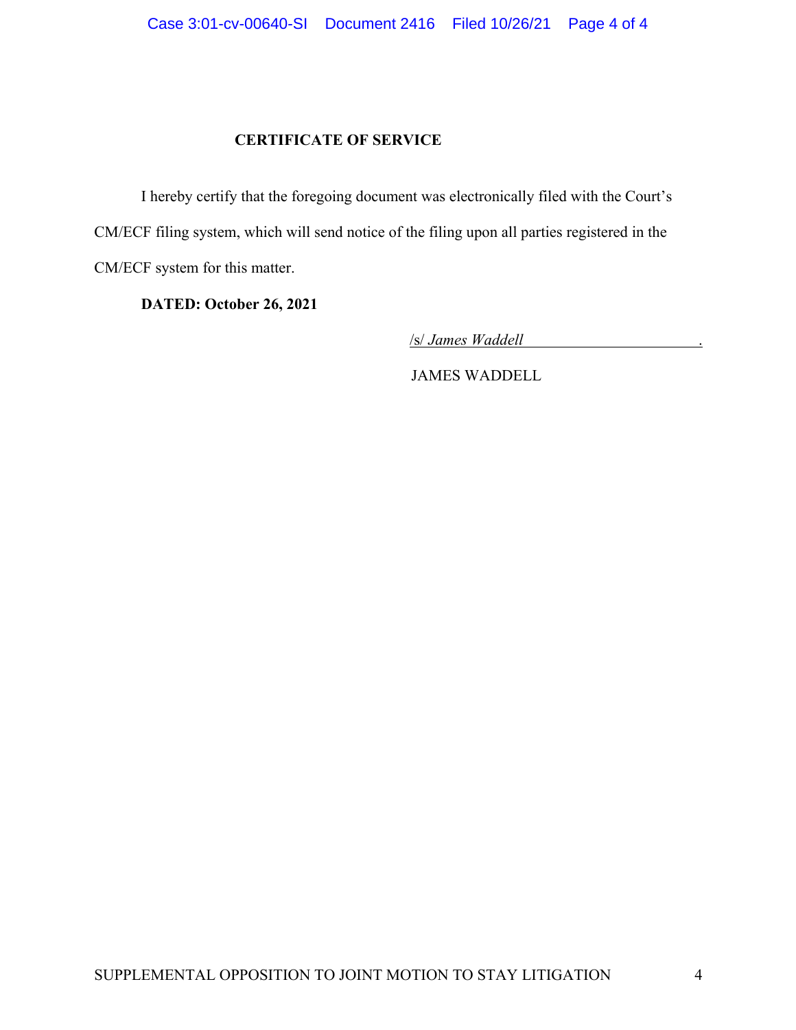**CERTIFICATE OF SERVICE**

I hereby certify that the foregoing document was electronically filed with the Court's CM/ECF filing system, which will send notice of the filing upon all parties registered in the CM/ECF system for this matter.

**DATED: October 26, 2021**

/s/ *James Waddell* .

JAMES WADDELL

SUPPLEMENTAL OPPOSITION TO JOINT MOTION TO STAY LITIGATION